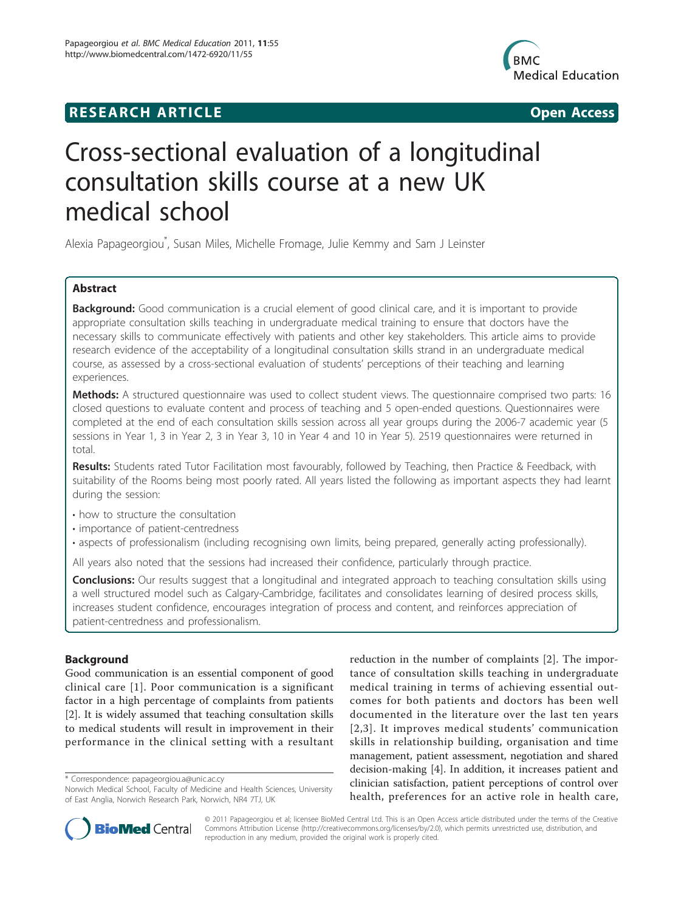RESEARCH ARTICLE Open Access

# Cross-sectional evaluation of a longitudinal consultation skills course at a new UK medical school

Alexia Papageorgiou*, Susan Miles, Michelle Fromage, Julie Kemmy and Sam J Leinster

## Abstract

**Background:** Good communication is a crucial element of good clinical care, and it is important to provide appropriate consultation skills teaching in undergraduate medical training to ensure that doctors have the necessary skills to communicate effectively with patients and other key stakeholders. This article aims to provide research evidence of the acceptability of a longitudinal consultation skills strand in an undergraduate medical course, as assessed by a cross-sectional evaluation of students' perceptions of their teaching and learning experiences.

**Methods:** A structured questionnaire was used to collect student views. The questionnaire comprised two parts: 16 closed questions to evaluate content and process of teaching and 5 open-ended questions. Questionnaires were completed at the end of each consultation skills session across all year groups during the 2006-7 academic year (5 sessions in Year 1, 3 in Year 2, 3 in Year 3, 10 in Year 4 and 10 in Year 5). 2519 questionnaires were returned in total.

**Results:** Students rated Tutor Facilitation most favourably, followed by Teaching, then Practice & Feedback, with suitability of the Rooms being most poorly rated. All years listed the following as important aspects they had learnt during the session:

- how to structure the consultation
- importance of patient-centredness
- aspects of professionalism (including recognising own limits, being prepared, generally acting professionally).

All years also noted that the sessions had increased their confidence, particularly through practice.

**Conclusions:** Our results suggest that a longitudinal and integrated approach to teaching consultation skills using a well structured model such as Calgary-Cambridge, facilitates and consolidates learning of desired process skills, increases student confidence, encourages integration of process and content, and reinforces appreciation of patient-centredness and professionalism.

## Background

Good communication is an essential component of good clinical care [1]. Poor communication is a significant factor in a high percentage of complaints from patients [2]. It is widely assumed that teaching consultation skills to medical students will result in improvement in their performance in the clinical setting with a resultant reduction in the number of complaints [2]. The importance of consultation skills teaching in undergraduate medical training in terms of achieving essential outcomes for both patients and doctors has been well documented in the literature over the last ten years [2,3]. It improves medical students' communication skills in relationship building, organisation and time management, patient assessment, negotiation and shared decision-making [4]. In addition, it increases patient and clinician satisfaction, patient perceptions of control over health, preferences for an active role in health care,

* Correspondence: papageorgiou.a@unic.ac.cy
Norwich Medical School, Faculty of Medicine and Health Sciences, University of East Anglia, Norwich Research Park, Norwich, NR4 7TJ, UK

© 2011 Papageorgiou et al; licensee BioMed Central Ltd. This is an Open Access article distributed under the terms of the Creative Commons Attribution License (http://creativecommons.org/licenses/by/2.0), which permits unrestricted use, distribution, and reproduction in any medium, provided the original work is properly cited.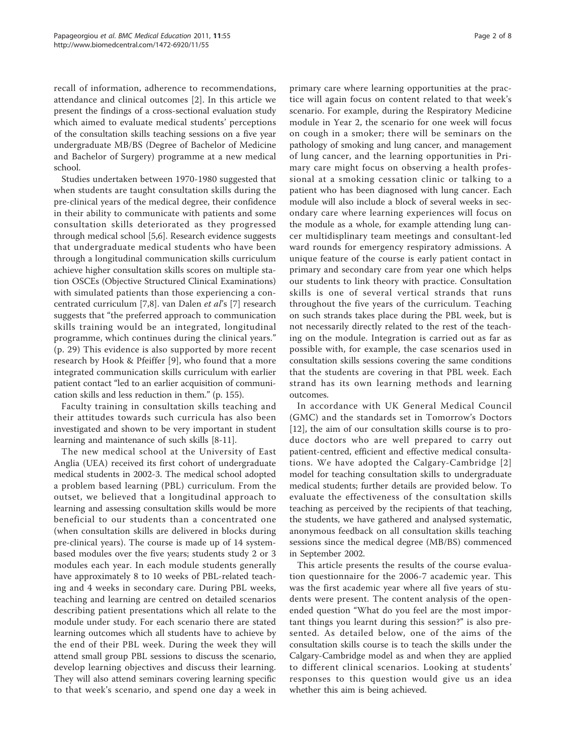recall of information, adherence to recommendations, attendance and clinical outcomes [2]. In this article we present the findings of a cross-sectional evaluation study which aimed to evaluate medical students' perceptions of the consultation skills teaching sessions on a five year undergraduate MB/BS (Degree of Bachelor of Medicine and Bachelor of Surgery) programme at a new medical school.

Studies undertaken between 1970-1980 suggested that when students are taught consultation skills during the pre-clinical years of the medical degree, their confidence in their ability to communicate with patients and some consultation skills deteriorated as they progressed through medical school [5,6]. Research evidence suggests that undergraduate medical students who have been through a longitudinal communication skills curriculum achieve higher consultation skills scores on multiple station OSCEs (Objective Structured Clinical Examinations) with simulated patients than those experiencing a concentrated curriculum [7,8]. van Dalen *et al*'s [7] research suggests that "the preferred approach to communication skills training would be an integrated, longitudinal programme, which continues during the clinical years." (p. 29) This evidence is also supported by more recent research by Hook & Pfeiffer [9], who found that a more integrated communication skills curriculum with earlier patient contact "led to an earlier acquisition of communication skills and less reduction in them." (p. 155).

Faculty training in consultation skills teaching and their attitudes towards such curricula has also been investigated and shown to be very important in student learning and maintenance of such skills [8-11].

The new medical school at the University of East Anglia (UEA) received its first cohort of undergraduate medical students in 2002-3. The medical school adopted a problem based learning (PBL) curriculum. From the outset, we believed that a longitudinal approach to learning and assessing consultation skills would be more beneficial to our students than a concentrated one (when consultation skills are delivered in blocks during pre-clinical years). The course is made up of 14 system-based modules over the five years; students study 2 or 3 modules each year. In each module students generally have approximately 8 to 10 weeks of PBL-related teaching and 4 weeks in secondary care. During PBL weeks, teaching and learning are centred on detailed scenarios describing patient presentations which all relate to the module under study. For each scenario there are stated learning outcomes which all students have to achieve by the end of their PBL week. During the week they will attend small group PBL sessions to discuss the scenario, develop learning objectives and discuss their learning. They will also attend seminars covering learning specific to that week's scenario, and spend one day a week in primary care where learning opportunities at the practice will again focus on content related to that week's scenario. For example, during the Respiratory Medicine module in Year 2, the scenario for one week will focus on cough in a smoker; there will be seminars on the pathology of smoking and lung cancer, and management of lung cancer, and the learning opportunities in Primary care might focus on observing a health professional at a smoking cessation clinic or talking to a patient who has been diagnosed with lung cancer. Each module will also include a block of several weeks in secondary care where learning experiences will focus on the module as a whole, for example attending lung cancer multidisplinary team meetings and consultant-led ward rounds for emergency respiratory admissions. A unique feature of the course is early patient contact in primary and secondary care from year one which helps our students to link theory with practice. Consultation skills is one of several vertical strands that runs throughout the five years of the curriculum. Teaching on such strands takes place during the PBL week, but is not necessarily directly related to the rest of the teaching on the module. Integration is carried out as far as possible with, for example, the case scenarios used in consultation skills sessions covering the same conditions that the students are covering in that PBL week. Each strand has its own learning methods and learning outcomes.

In accordance with UK General Medical Council (GMC) and the standards set in Tomorrow's Doctors [12], the aim of our consultation skills course is to produce doctors who are well prepared to carry out patient-centred, efficient and effective medical consultations. We have adopted the Calgary-Cambridge [2] model for teaching consultation skills to undergraduate medical students; further details are provided below. To evaluate the effectiveness of the consultation skills teaching as perceived by the recipients of that teaching, the students, we have gathered and analysed systematic, anonymous feedback on all consultation skills teaching sessions since the medical degree (MB/BS) commenced in September 2002.

This article presents the results of the course evaluation questionnaire for the 2006-7 academic year. This was the first academic year where all five years of students were present. The content analysis of the open-ended question "What do you feel are the most important things you learnt during this session?" is also presented. As detailed below, one of the aims of the consultation skills course is to teach the skills under the Calgary-Cambridge model as and when they are applied to different clinical scenarios. Looking at students' responses to this question would give us an idea whether this aim is being achieved.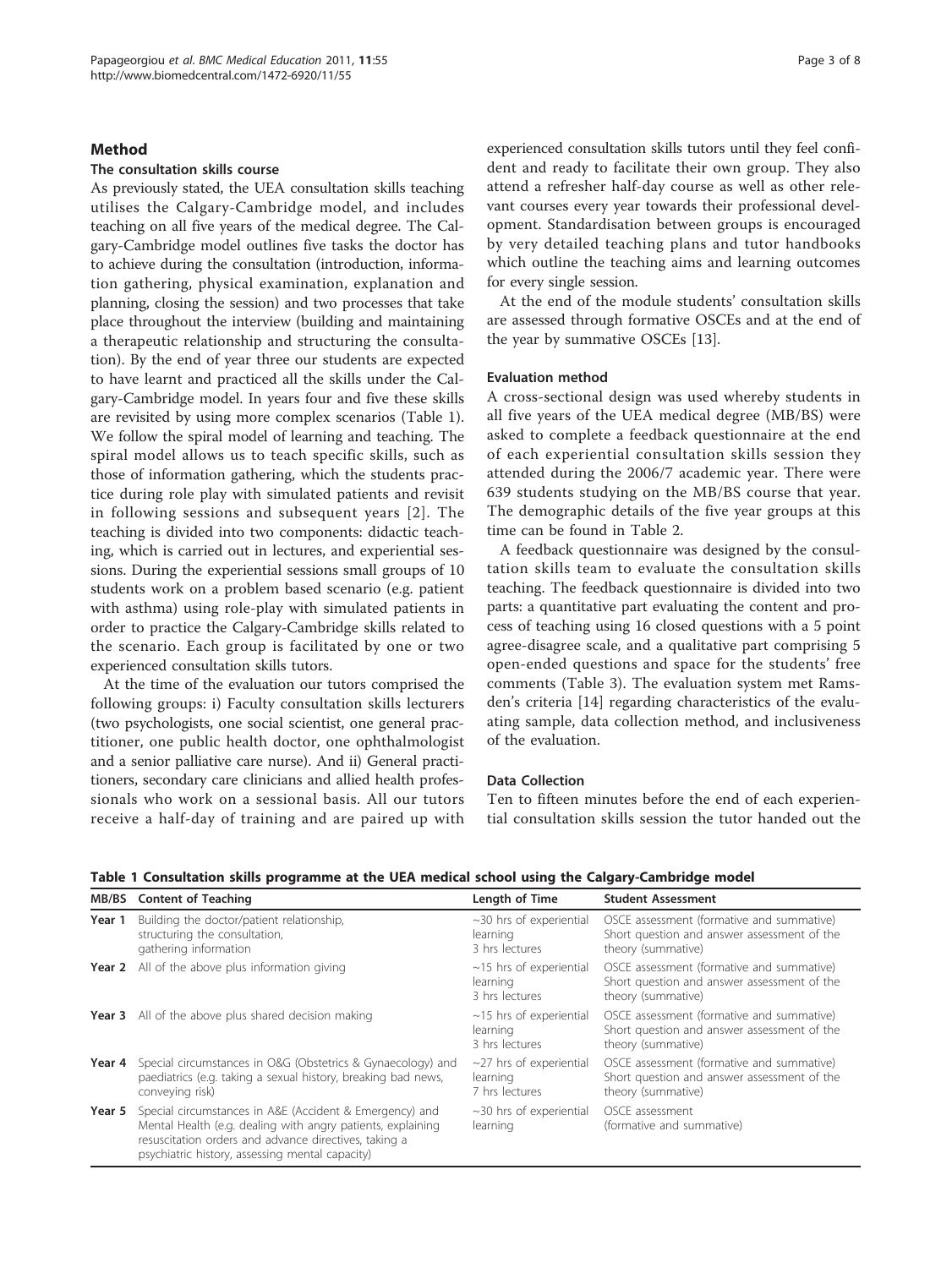## Method

### The consultation skills course

As previously stated, the UEA consultation skills teaching utilises the Calgary-Cambridge model, and includes teaching on all five years of the medical degree. The Calgary-Cambridge model outlines five tasks the doctor has to achieve during the consultation (introduction, information gathering, physical examination, explanation and planning, closing the session) and two processes that take place throughout the interview (building and maintaining a therapeutic relationship and structuring the consultation). By the end of year three our students are expected to have learnt and practiced all the skills under the Calgary-Cambridge model. In years four and five these skills are revisited by using more complex scenarios (Table 1). We follow the spiral model of learning and teaching. The spiral model allows us to teach specific skills, such as those of information gathering, which the students practice during role play with simulated patients and revisit in following sessions and subsequent years [2]. The teaching is divided into two components: didactic teaching, which is carried out in lectures, and experiential sessions. During the experiential sessions small groups of 10 students work on a problem based scenario (e.g. patient with asthma) using role-play with simulated patients in order to practice the Calgary-Cambridge skills related to the scenario. Each group is facilitated by one or two experienced consultation skills tutors.

At the time of the evaluation our tutors comprised the following groups: i) Faculty consultation skills lecturers (two psychologists, one social scientist, one general practitioner, one public health doctor, one ophthalmologist and a senior palliative care nurse). And ii) General practitioners, secondary care clinicians and allied health professionals who work on a sessional basis. All our tutors receive a half-day of training and are paired up with experienced consultation skills tutors until they feel confident and ready to facilitate their own group. They also attend a refresher half-day course as well as other relevant courses every year towards their professional development. Standardisation between groups is encouraged by very detailed teaching plans and tutor handbooks which outline the teaching aims and learning outcomes for every single session.

At the end of the module students' consultation skills are assessed through formative OSCEs and at the end of the year by summative OSCEs [13].

### Evaluation method

A cross-sectional design was used whereby students in all five years of the UEA medical degree (MB/BS) were asked to complete a feedback questionnaire at the end of each experiential consultation skills session they attended during the 2006/7 academic year. There were 639 students studying on the MB/BS course that year. The demographic details of the five year groups at this time can be found in Table 2.

A feedback questionnaire was designed by the consultation skills team to evaluate the consultation skills teaching. The feedback questionnaire is divided into two parts: a quantitative part evaluating the content and process of teaching using 16 closed questions with a 5 point agree-disagree scale, and a qualitative part comprising 5 open-ended questions and space for the students' free comments (Table 3). The evaluation system met Ramsden's criteria [14] regarding characteristics of the evaluating sample, data collection method, and inclusiveness of the evaluation.

### Data Collection

Ten to fifteen minutes before the end of each experiential consultation skills session the tutor handed out the

**Table 1 Consultation skills programme at the UEA medical school using the Calgary-Cambridge model**

| MB/BS | Content of Teaching | Length of Time | Student Assessment |
|---|---|---|---|
| **Year 1** | Building the doctor/patient relationship, structuring the consultation, gathering information | ~30 hrs of experiential learning 3 hrs lectures | OSCE assessment (formative and summative) Short question and answer assessment of the theory (summative) |
| **Year 2** | All of the above plus information giving | ~15 hrs of experiential learning 3 hrs lectures | OSCE assessment (formative and summative) Short question and answer assessment of the theory (summative) |
| **Year 3** | All of the above plus shared decision making | ~15 hrs of experiential learning 3 hrs lectures | OSCE assessment (formative and summative) Short question and answer assessment of the theory (summative) |
| **Year 4** | Special circumstances in O&G (Obstetrics & Gynaecology) and paediatrics (e.g. taking a sexual history, breaking bad news, conveying risk) | ~27 hrs of experiential learning 7 hrs lectures | OSCE assessment (formative and summative) Short question and answer assessment of the theory (summative) |
| **Year 5** | Special circumstances in A&E (Accident & Emergency) and Mental Health (e.g. dealing with angry patients, explaining resuscitation orders and advance directives, taking a psychiatric history, assessing mental capacity) | ~30 hrs of experiential learning | OSCE assessment (formative and summative) |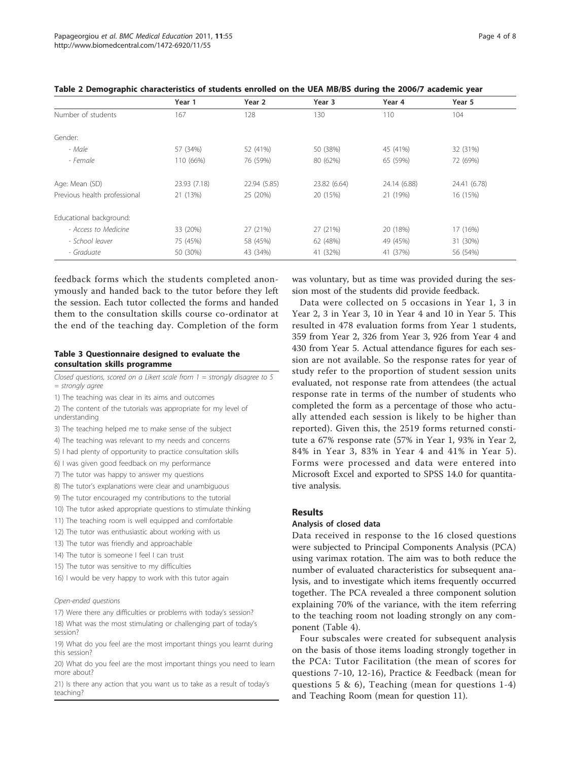**Table 2 Demographic characteristics of students enrolled on the UEA MB/BS during the 2006/7 academic year**

| | Year 1 | Year 2 | Year 3 | Year 4 | Year 5 |
|---|---|---|---|---|---|
| Number of students | 167 | 128 | 130 | 110 | 104 |
| Gender: | | | | | |
| - *Male* | 57 (34%) | 52 (41%) | 50 (38%) | 45 (41%) | 32 (31%) |
| - *Female* | 110 (66%) | 76 (59%) | 80 (62%) | 65 (59%) | 72 (69%) |
| Age: Mean (SD) | 23.93 (7.18) | 22.94 (5.85) | 23.82 (6.64) | 24.14 (6.88) | 24.41 (6.78) |
| Previous health professional | 21 (13%) | 25 (20%) | 20 (15%) | 21 (19%) | 16 (15%) |
| Educational background: | | | | | |
| - *Access to Medicine* | 33 (20%) | 27 (21%) | 27 (21%) | 20 (18%) | 17 (16%) |
| - *School leaver* | 75 (45%) | 58 (45%) | 62 (48%) | 49 (45%) | 31 (30%) |
| - *Graduate* | 50 (30%) | 43 (34%) | 41 (32%) | 41 (37%) | 56 (54%) |

feedback forms which the students completed anonymously and handed back to the tutor before they left the session. Each tutor collected the forms and handed them to the consultation skills course co-ordinator at the end of the teaching day. Completion of the form was voluntary, but as time was provided during the session most of the students did provide feedback.

**Table 3 Questionnaire designed to evaluate the consultation skills programme**

*Closed questions, scored on a Likert scale from 1 = strongly disagree to 5 = strongly agree*

1) The teaching was clear in its aims and outcomes

2) The content of the tutorials was appropriate for my level of understanding

3) The teaching helped me to make sense of the subject

4) The teaching was relevant to my needs and concerns

5) I had plenty of opportunity to practice consultation skills

6) I was given good feedback on my performance

7) The tutor was happy to answer my questions

8) The tutor's explanations were clear and unambiguous

9) The tutor encouraged my contributions to the tutorial

10) The tutor asked appropriate questions to stimulate thinking

11) The teaching room is well equipped and comfortable

12) The tutor was enthusiastic about working with us

13) The tutor was friendly and approachable

14) The tutor is someone I feel I can trust

15) The tutor was sensitive to my difficulties

16) I would be very happy to work with this tutor again

*Open-ended questions*

17) Were there any difficulties or problems with today's session?

18) What was the most stimulating or challenging part of today's session?

19) What do you feel are the most important things you learnt during this session?

20) What do you feel are the most important things you need to learn more about?

21) Is there any action that you want us to take as a result of today's teaching?

Data were collected on 5 occasions in Year 1, 3 in Year 2, 3 in Year 3, 10 in Year 4 and 10 in Year 5. This resulted in 478 evaluation forms from Year 1 students, 359 from Year 2, 326 from Year 3, 926 from Year 4 and 430 from Year 5. Actual attendance figures for each session are not available. So the response rates for year of study refer to the proportion of student session units evaluated, not response rate from attendees (the actual response rate in terms of the number of students who completed the form as a percentage of those who actually attended each session is likely to be higher than reported). Given this, the 2519 forms returned constitute a 67% response rate (57% in Year 1, 93% in Year 2, 84% in Year 3, 83% in Year 4 and 41% in Year 5). Forms were processed and data were entered into Microsoft Excel and exported to SPSS 14.0 for quantitative analysis.

## Results

### Analysis of closed data

Data received in response to the 16 closed questions were subjected to Principal Components Analysis (PCA) using varimax rotation. The aim was to both reduce the number of evaluated characteristics for subsequent analysis, and to investigate which items frequently occurred together. The PCA revealed a three component solution explaining 70% of the variance, with the item referring to the teaching room not loading strongly on any component (Table 4).

Four subscales were created for subsequent analysis on the basis of those items loading strongly together in the PCA: Tutor Facilitation (the mean of scores for questions 7-10, 12-16), Practice & Feedback (mean for questions 5 & 6), Teaching (mean for questions 1-4) and Teaching Room (mean for question 11).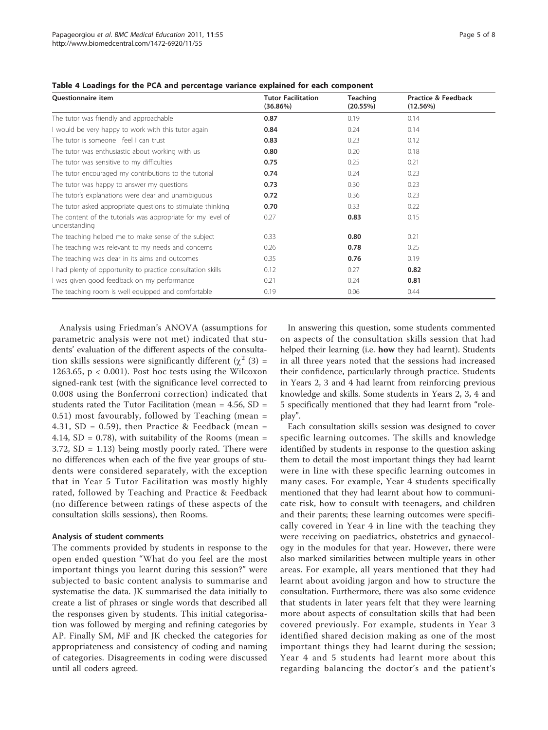**Table 4 Loadings for the PCA and percentage variance explained for each component**

| Questionnaire item | Tutor Facilitation (36.86%) | Teaching (20.55%) | Practice & Feedback (12.56%) |
|---|---|---|---|
| The tutor was friendly and approachable | **0.87** | 0.19 | 0.14 |
| I would be very happy to work with this tutor again | **0.84** | 0.24 | 0.14 |
| The tutor is someone I feel I can trust | **0.83** | 0.23 | 0.12 |
| The tutor was enthusiastic about working with us | **0.80** | 0.20 | 0.18 |
| The tutor was sensitive to my difficulties | **0.75** | 0.25 | 0.21 |
| The tutor encouraged my contributions to the tutorial | **0.74** | 0.24 | 0.23 |
| The tutor was happy to answer my questions | **0.73** | 0.30 | 0.23 |
| The tutor's explanations were clear and unambiguous | **0.72** | 0.36 | 0.23 |
| The tutor asked appropriate questions to stimulate thinking | **0.70** | 0.33 | 0.22 |
| The content of the tutorials was appropriate for my level of understanding | 0.27 | **0.83** | 0.15 |
| The teaching helped me to make sense of the subject | 0.33 | **0.80** | 0.21 |
| The teaching was relevant to my needs and concerns | 0.26 | **0.78** | 0.25 |
| The teaching was clear in its aims and outcomes | 0.35 | **0.76** | 0.19 |
| I had plenty of opportunity to practice consultation skills | 0.12 | 0.27 | **0.82** |
| I was given good feedback on my performance | 0.21 | 0.24 | **0.81** |
| The teaching room is well equipped and comfortable | 0.19 | 0.06 | 0.44 |

Analysis using Friedman's ANOVA (assumptions for parametric analysis were not met) indicated that students' evaluation of the different aspects of the consultation skills sessions were significantly different ($\chi^2$ (3) = 1263.65, $p < 0.001$). Post hoc tests using the Wilcoxon signed-rank test (with the significance level corrected to 0.008 using the Bonferroni correction) indicated that students rated the Tutor Facilitation (mean = 4.56, SD = 0.51) most favourably, followed by Teaching (mean = 4.31, SD = 0.59), then Practice & Feedback (mean = 4.14, SD = 0.78), with suitability of the Rooms (mean = 3.72, SD = 1.13) being mostly poorly rated. There were no differences when each of the five year groups of students were considered separately, with the exception that in Year 5 Tutor Facilitation was mostly highly rated, followed by Teaching and Practice & Feedback (no difference between ratings of these aspects of the consultation skills sessions), then Rooms.

### Analysis of student comments

The comments provided by students in response to the open ended question "What do you feel are the most important things you learnt during this session?" were subjected to basic content analysis to summarise and systematise the data. JK summarised the data initially to create a list of phrases or single words that described all the responses given by students. This initial categorisation was followed by merging and refining categories by AP. Finally SM, MF and JK checked the categories for appropriateness and consistency of coding and naming of categories. Disagreements in coding were discussed until all coders agreed.

In answering this question, some students commented on aspects of the consultation skills session that had helped their learning (i.e. **how** they had learnt). Students in all three years noted that the sessions had increased their confidence, particularly through practice. Students in Years 2, 3 and 4 had learnt from reinforcing previous knowledge and skills. Some students in Years 2, 3, 4 and 5 specifically mentioned that they had learnt from "role-play".

Each consultation skills session was designed to cover specific learning outcomes. The skills and knowledge identified by students in response to the question asking them to detail the most important things they had learnt were in line with these specific learning outcomes in many cases. For example, Year 4 students specifically mentioned that they had learnt about how to communicate risk, how to consult with teenagers, and children and their parents; these learning outcomes were specifically covered in Year 4 in line with the teaching they were receiving on paediatrics, obstetrics and gynaecology in the modules for that year. However, there were also marked similarities between multiple years in other areas. For example, all years mentioned that they had learnt about avoiding jargon and how to structure the consultation. Furthermore, there was also some evidence that students in later years felt that they were learning more about aspects of consultation skills that had been covered previously. For example, students in Year 3 identified shared decision making as one of the most important things they had learnt during the session; Year 4 and 5 students had learnt more about this regarding balancing the doctor's and the patient's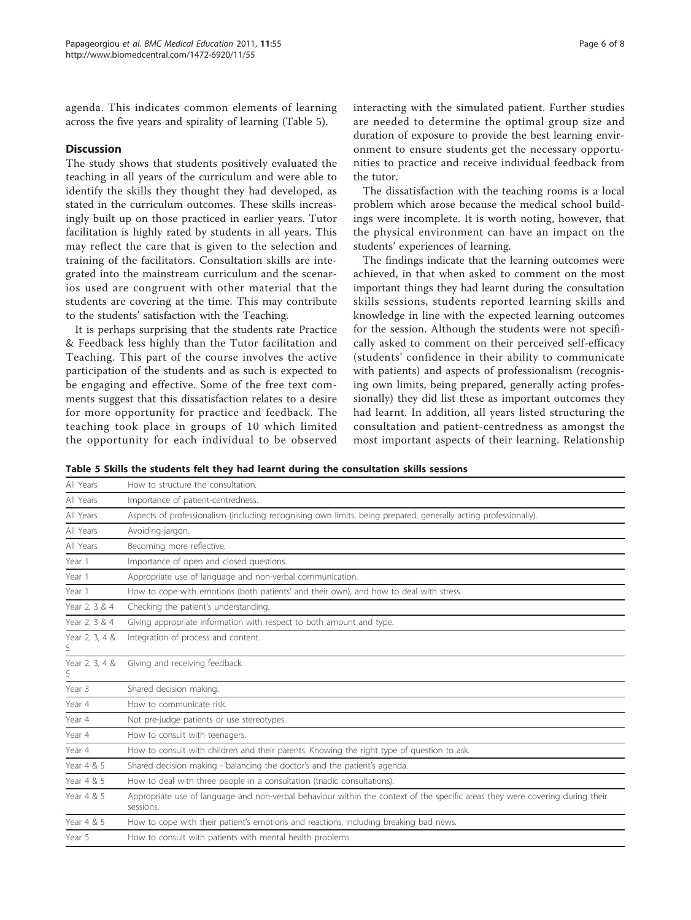agenda. This indicates common elements of learning across the five years and spirality of learning (Table 5).

## Discussion

The study shows that students positively evaluated the teaching in all years of the curriculum and were able to identify the skills they thought they had developed, as stated in the curriculum outcomes. These skills increasingly built up on those practiced in earlier years. Tutor facilitation is highly rated by students in all years. This may reflect the care that is given to the selection and training of the facilitators. Consultation skills are integrated into the mainstream curriculum and the scenarios used are congruent with other material that the students are covering at the time. This may contribute to the students' satisfaction with the Teaching.

It is perhaps surprising that the students rate Practice & Feedback less highly than the Tutor facilitation and Teaching. This part of the course involves the active participation of the students and as such is expected to be engaging and effective. Some of the free text comments suggest that this dissatisfaction relates to a desire for more opportunity for practice and feedback. The teaching took place in groups of 10 which limited the opportunity for each individual to be observed interacting with the simulated patient. Further studies are needed to determine the optimal group size and duration of exposure to provide the best learning environment to ensure students get the necessary opportunities to practice and receive individual feedback from the tutor.

The dissatisfaction with the teaching rooms is a local problem which arose because the medical school buildings were incomplete. It is worth noting, however, that the physical environment can have an impact on the students' experiences of learning.

The findings indicate that the learning outcomes were achieved, in that when asked to comment on the most important things they had learnt during the consultation skills sessions, students reported learning skills and knowledge in line with the expected learning outcomes for the session. Although the students were not specifically asked to comment on their perceived self-efficacy (students' confidence in their ability to communicate with patients) and aspects of professionalism (recognising own limits, being prepared, generally acting professionally) they did list these as important outcomes they had learnt. In addition, all years listed structuring the consultation and patient-centredness as amongst the most important aspects of their learning. Relationship

**Table 5 Skills the students felt they had learnt during the consultation skills sessions**

| | |
|---|---|
| All Years | How to structure the consultation. |
| All Years | Importance of patient-centredness. |
| All Years | Aspects of professionalism (including recognising own limits, being prepared, generally acting professionally). |
| All Years | Avoiding jargon. |
| All Years | Becoming more reflective. |
| Year 1 | Importance of open and closed questions. |
| Year 1 | Appropriate use of language and non-verbal communication. |
| Year 1 | How to cope with emotions (both patients' and their own), and how to deal with stress. |
| Year 2, 3 & 4 | Checking the patient's understanding. |
| Year 2, 3 & 4 | Giving appropriate information with respect to both amount and type. |
| Year 2, 3, 4 & 5 | Integration of process and content. |
| Year 2, 3, 4 & 5 | Giving and receiving feedback. |
| Year 3 | Shared decision making. |
| Year 4 | How to communicate risk. |
| Year 4 | Not pre-judge patients or use stereotypes. |
| Year 4 | How to consult with teenagers. |
| Year 4 | How to consult with children and their parents. Knowing the right type of question to ask. |
| Year 4 & 5 | Shared decision making - balancing the doctor's and the patient's agenda. |
| Year 4 & 5 | How to deal with three people in a consultation (triadic consultations). |
| Year 4 & 5 | Appropriate use of language and non-verbal behaviour within the context of the specific areas they were covering during their sessions. |
| Year 4 & 5 | How to cope with their patient's emotions and reactions, including breaking bad news. |
| Year 5 | How to consult with patients with mental health problems. |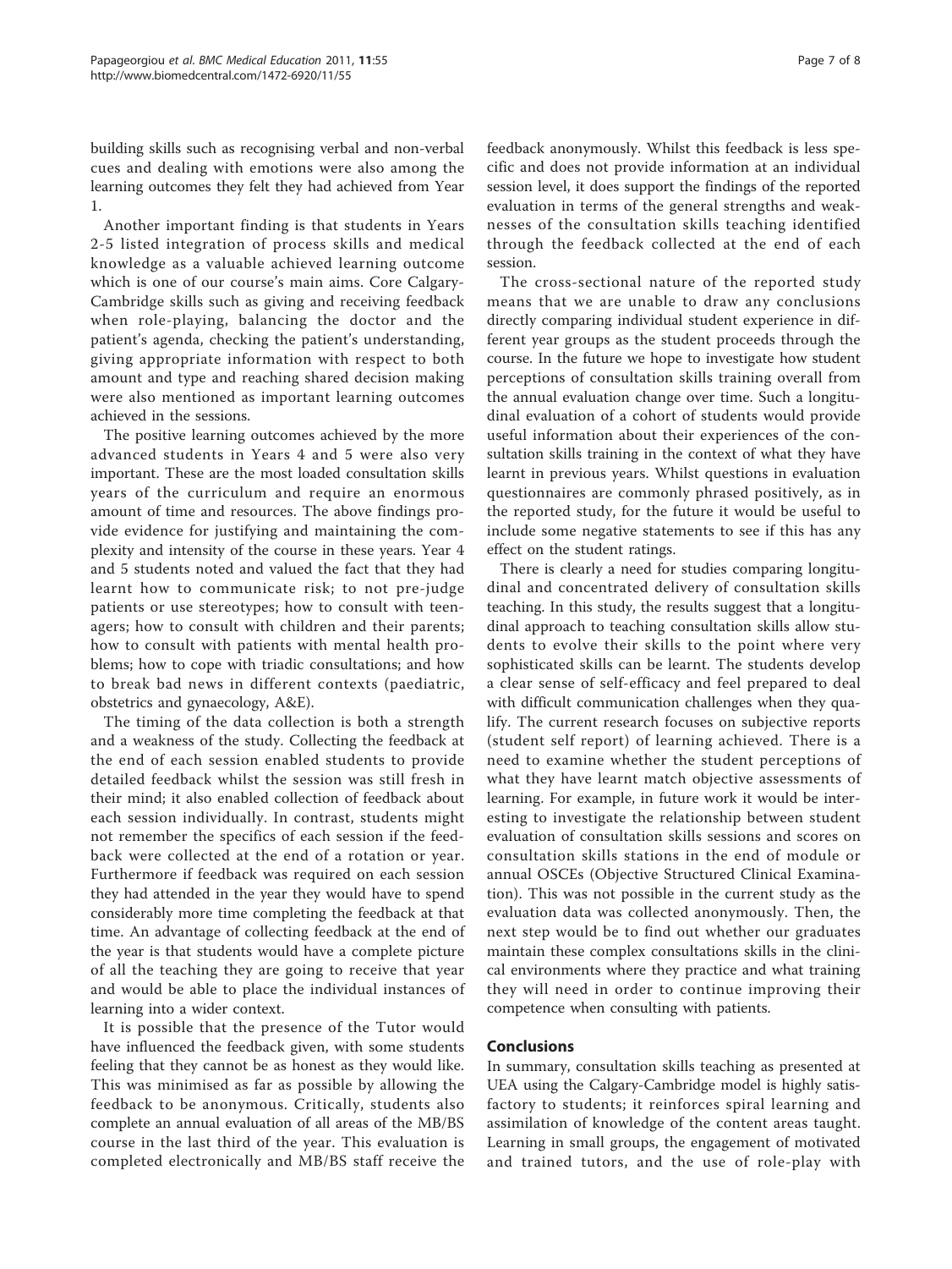building skills such as recognising verbal and non-verbal cues and dealing with emotions were also among the learning outcomes they felt they had achieved from Year 1.

Another important finding is that students in Years 2-5 listed integration of process skills and medical knowledge as a valuable achieved learning outcome which is one of our course's main aims. Core Calgary-Cambridge skills such as giving and receiving feedback when role-playing, balancing the doctor and the patient's agenda, checking the patient's understanding, giving appropriate information with respect to both amount and type and reaching shared decision making were also mentioned as important learning outcomes achieved in the sessions.

The positive learning outcomes achieved by the more advanced students in Years 4 and 5 were also very important. These are the most loaded consultation skills years of the curriculum and require an enormous amount of time and resources. The above findings provide evidence for justifying and maintaining the complexity and intensity of the course in these years. Year 4 and 5 students noted and valued the fact that they had learnt how to communicate risk; to not pre-judge patients or use stereotypes; how to consult with teenagers; how to consult with children and their parents; how to consult with patients with mental health problems; how to cope with triadic consultations; and how to break bad news in different contexts (paediatric, obstetrics and gynaecology, A&E).

The timing of the data collection is both a strength and a weakness of the study. Collecting the feedback at the end of each session enabled students to provide detailed feedback whilst the session was still fresh in their mind; it also enabled collection of feedback about each session individually. In contrast, students might not remember the specifics of each session if the feedback were collected at the end of a rotation or year. Furthermore if feedback was required on each session they had attended in the year they would have to spend considerably more time completing the feedback at that time. An advantage of collecting feedback at the end of the year is that students would have a complete picture of all the teaching they are going to receive that year and would be able to place the individual instances of learning into a wider context.

It is possible that the presence of the Tutor would have influenced the feedback given, with some students feeling that they cannot be as honest as they would like. This was minimised as far as possible by allowing the feedback to be anonymous. Critically, students also complete an annual evaluation of all areas of the MB/BS course in the last third of the year. This evaluation is completed electronically and MB/BS staff receive the feedback anonymously. Whilst this feedback is less specific and does not provide information at an individual session level, it does support the findings of the reported evaluation in terms of the general strengths and weaknesses of the consultation skills teaching identified through the feedback collected at the end of each session.

The cross-sectional nature of the reported study means that we are unable to draw any conclusions directly comparing individual student experience in different year groups as the student proceeds through the course. In the future we hope to investigate how student perceptions of consultation skills training overall from the annual evaluation change over time. Such a longitudinal evaluation of a cohort of students would provide useful information about their experiences of the consultation skills training in the context of what they have learnt in previous years. Whilst questions in evaluation questionnaires are commonly phrased positively, as in the reported study, for the future it would be useful to include some negative statements to see if this has any effect on the student ratings.

There is clearly a need for studies comparing longitudinal and concentrated delivery of consultation skills teaching. In this study, the results suggest that a longitudinal approach to teaching consultation skills allow students to evolve their skills to the point where very sophisticated skills can be learnt. The students develop a clear sense of self-efficacy and feel prepared to deal with difficult communication challenges when they qualify. The current research focuses on subjective reports (student self report) of learning achieved. There is a need to examine whether the student perceptions of what they have learnt match objective assessments of learning. For example, in future work it would be interesting to investigate the relationship between student evaluation of consultation skills sessions and scores on consultation skills stations in the end of module or annual OSCEs (Objective Structured Clinical Examination). This was not possible in the current study as the evaluation data was collected anonymously. Then, the next step would be to find out whether our graduates maintain these complex consultations skills in the clinical environments where they practice and what training they will need in order to continue improving their competence when consulting with patients.

## Conclusions

In summary, consultation skills teaching as presented at UEA using the Calgary-Cambridge model is highly satisfactory to students; it reinforces spiral learning and assimilation of knowledge of the content areas taught. Learning in small groups, the engagement of motivated and trained tutors, and the use of role-play with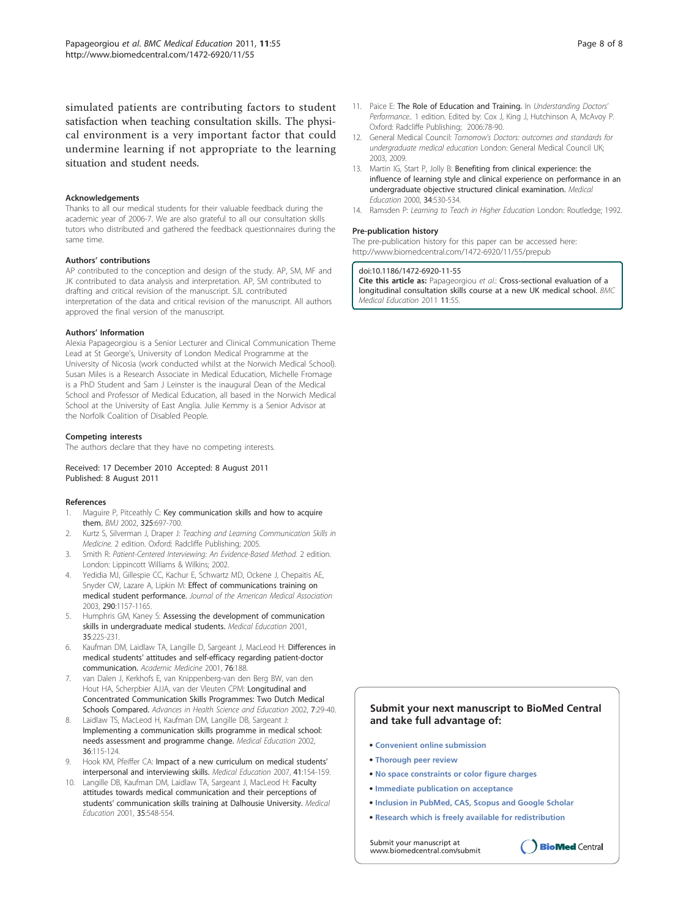simulated patients are contributing factors to student satisfaction when teaching consultation skills. The physical environment is a very important factor that could undermine learning if not appropriate to the learning situation and student needs.

#### Acknowledgements

Thanks to all our medical students for their valuable feedback during the academic year of 2006-7. We are also grateful to all our consultation skills tutors who distributed and gathered the feedback questionnaires during the same time.

#### Authors' contributions

AP contributed to the conception and design of the study. AP, SM, MF and JK contributed to data analysis and interpretation. AP, SM contributed to drafting and critical revision of the manuscript. SJL contributed interpretation of the data and critical revision of the manuscript. All authors approved the final version of the manuscript.

#### Authors' Information

Alexia Papageorgiou is a Senior Lecturer and Clinical Communication Theme Lead at St George's, University of London Medical Programme at the University of Nicosia (work conducted whilst at the Norwich Medical School). Susan Miles is a Research Associate in Medical Education, Michelle Fromage is a PhD Student and Sam J Leinster is the inaugural Dean of the Medical School and Professor of Medical Education, all based in the Norwich Medical School at the University of East Anglia. Julie Kemmy is a Senior Advisor at the Norfolk Coalition of Disabled People.

#### Competing interests

The authors declare that they have no competing interests.

Received: 17 December 2010 Accepted: 8 August 2011
Published: 8 August 2011

#### References

1. Maguire P, Pitceathly C: **Key communication skills and how to acquire them.** *BMJ* 2002, **325**:697-700.
2. Kurtz S, Silverman J, Draper J: *Teaching and Learning Communication Skills in Medicine.* 2 edition. Oxford: Radcliffe Publishing; 2005.
3. Smith R: *Patient-Centered Interviewing: An Evidence-Based Method.* 2 edition. London: Lippincott Williams & Wilkins; 2002.
4. Yedidia MJ, Gillespie CC, Kachur E, Schwartz MD, Ockene J, Chepaitis AE, Snyder CW, Lazare A, Lipkin M: **Effect of communications training on medical student performance.** *Journal of the American Medical Association* 2003, **290**:1157-1165.
5. Humphris GM, Kaney S: **Assessing the development of communication skills in undergraduate medical students.** *Medical Education* 2001, **35**:225-231.
6. Kaufman DM, Laidlaw TA, Langille D, Sargeant J, MacLeod H: **Differences in medical students' attitudes and self-efficacy regarding patient-doctor communication.** *Academic Medicine* 2001, **76**:188.
7. van Dalen J, Kerkhofs E, van Knippenberg-van den Berg BW, van den Hout HA, Scherpbier AJJA, van der Vleuten CPM: **Longitudinal and Concentrated Communication Skills Programmes: Two Dutch Medical Schools Compared.** *Advances in Health Science and Education* 2002, **7**:29-40.
8. Laidlaw TS, MacLeod H, Kaufman DM, Langille DB, Sargeant J: **Implementing a communication skills programme in medical school: needs assessment and programme change.** *Medical Education* 2002, **36**:115-124.
9. Hook KM, Pfeiffer CA: **Impact of a new curriculum on medical students' interpersonal and interviewing skills.** *Medical Education* 2007, **41**:154-159.
10. Langille DB, Kaufman DM, Laidlaw TA, Sargeant J, MacLeod H: **Faculty attitudes towards medical communication and their perceptions of students' communication skills training at Dalhousie University.** *Medical Education* 2001, **35**:548-554.
11. Paice E: **The Role of Education and Training.** In *Understanding Doctors' Performance.* 1 edition. Edited by: Cox J, King J, Hutchinson A, McAvoy P. Oxford: Radcliffe Publishing; 2006:78-90.
12. General Medical Council: *Tomorrow's Doctors: outcomes and standards for undergraduate medical education* London: General Medical Council UK; 2003, 2009.
13. Martin IG, Start P, Jolly B: **Benefiting from clinical experience: the influence of learning style and clinical experience on performance in an undergraduate objective structured clinical examination.** *Medical Education* 2000, **34**:530-534.
14. Ramsden P: *Learning to Teach in Higher Education* London: Routledge; 1992.

#### Pre-publication history

The pre-publication history for this paper can be accessed here:
http://www.biomedcentral.com/1472-6920/11/55/prepub

doi:10.1186/1472-6920-11-55
**Cite this article as:** Papageorgiou *et al.*: Cross-sectional evaluation of a longitudinal consultation skills course at a new UK medical school. *BMC Medical Education* 2011 **11**:55.

**Submit your next manuscript to BioMed Central and take full advantage of:**

- Convenient online submission
- Thorough peer review
- No space constraints or color figure charges
- Immediate publication on acceptance
- Inclusion in PubMed, CAS, Scopus and Google Scholar
- Research which is freely available for redistribution

Submit your manuscript at
www.biomedcentral.com/submit

BioMed Central